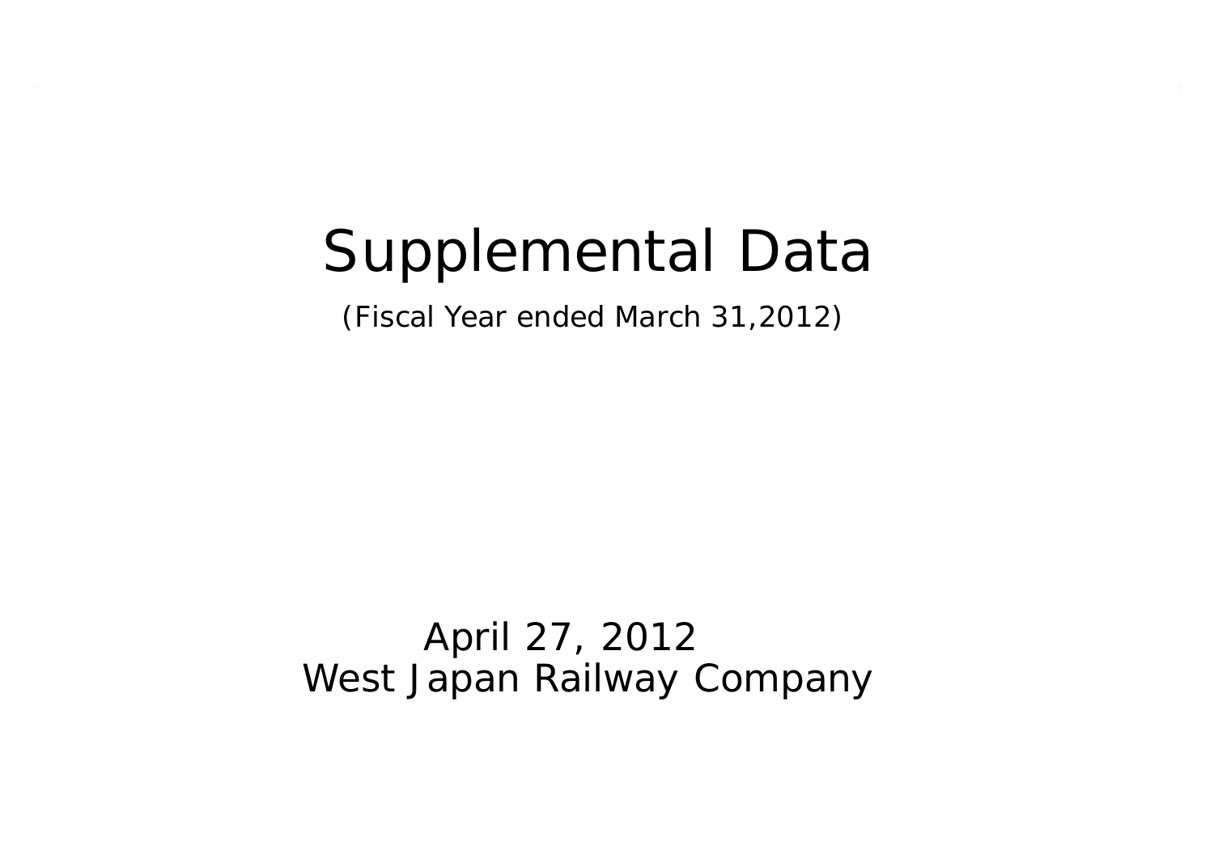# Supplemental Data

(Fiscal Year ended March 31,2012)

April 27, 2012

West Japan Railway Company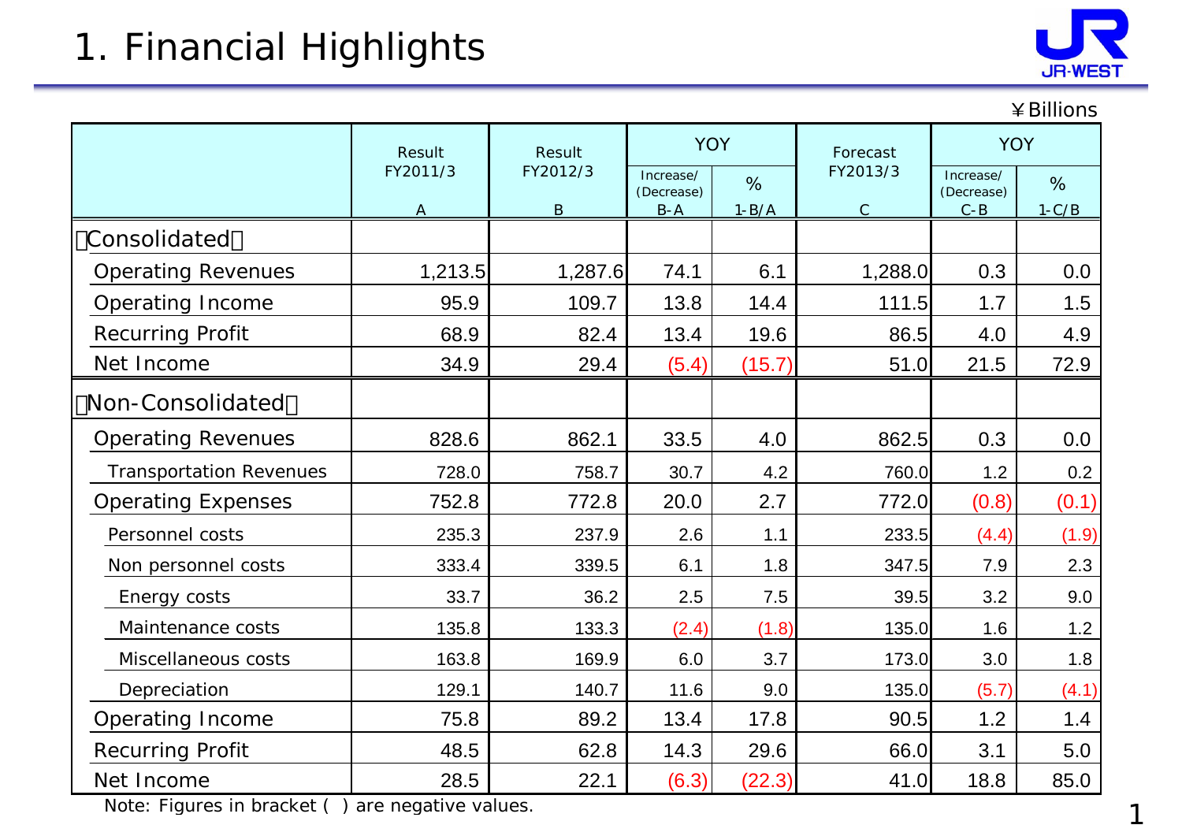# 1. Financial Highlights

¥Billions

| | Result FY2011/3 A | Result FY2012/3 B | YOY Increase/(Decrease) B-A | YOY % 1-B/A | Forecast FY2013/3 C | YOY Increase/(Decrease) C-B | YOY % 1-C/B |
|---|---|---|---|---|---|---|---|
| 【Consolidated】 | | | | | | | |
| Operating Revenues | 1,213.5 | 1,287.6 | 74.1 | 6.1 | 1,288.0 | 0.3 | 0.0 |
| Operating Income | 95.9 | 109.7 | 13.8 | 14.4 | 111.5 | 1.7 | 1.5 |
| Recurring Profit | 68.9 | 82.4 | 13.4 | 19.6 | 86.5 | 4.0 | 4.9 |
| Net Income | 34.9 | 29.4 | (5.4) | (15.7) | 51.0 | 21.5 | 72.9 |
| 【Non-Consolidated】 | | | | | | | |
| Operating Revenues | 828.6 | 862.1 | 33.5 | 4.0 | 862.5 | 0.3 | 0.0 |
| Transportation Revenues | 728.0 | 758.7 | 30.7 | 4.2 | 760.0 | 1.2 | 0.2 |
| Operating Expenses | 752.8 | 772.8 | 20.0 | 2.7 | 772.0 | (0.8) | (0.1) |
| Personnel costs | 235.3 | 237.9 | 2.6 | 1.1 | 233.5 | (4.4) | (1.9) |
| Non personnel costs | 333.4 | 339.5 | 6.1 | 1.8 | 347.5 | 7.9 | 2.3 |
| Energy costs | 33.7 | 36.2 | 2.5 | 7.5 | 39.5 | 3.2 | 9.0 |
| Maintenance costs | 135.8 | 133.3 | (2.4) | (1.8) | 135.0 | 1.6 | 1.2 |
| Miscellaneous costs | 163.8 | 169.9 | 6.0 | 3.7 | 173.0 | 3.0 | 1.8 |
| Depreciation | 129.1 | 140.7 | 11.6 | 9.0 | 135.0 | (5.7) | (4.1) |
| Operating Income | 75.8 | 89.2 | 13.4 | 17.8 | 90.5 | 1.2 | 1.4 |
| Recurring Profit | 48.5 | 62.8 | 14.3 | 29.6 | 66.0 | 3.1 | 5.0 |
| Net Income | 28.5 | 22.1 | (6.3) | (22.3) | 41.0 | 18.8 | 85.0 |

Note: Figures in bracket ( ) are negative values.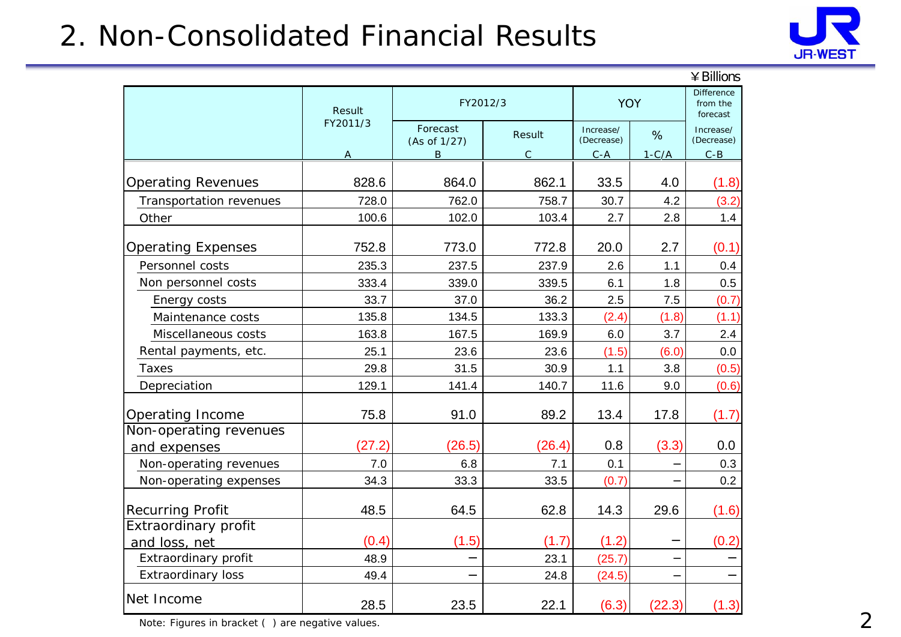# 2. Non-Consolidated Financial Results

¥Billions

| | Result FY2011/3 | FY2012/3 | | YOY | | Difference from the forecast |
|---|---|---|---|---|---|---|
| | | Forecast (As of 1/27) | Result | Increase/ (Decrease) | % | Increase/ (Decrease) |
| | A | B | C | C-A | 1-C/A | C-B |
| Operating Revenues | 828.6 | 864.0 | 862.1 | 33.5 | 4.0 | (1.8) |
| Transportation revenues | 728.0 | 762.0 | 758.7 | 30.7 | 4.2 | (3.2) |
| Other | 100.6 | 102.0 | 103.4 | 2.7 | 2.8 | 1.4 |
| Operating Expenses | 752.8 | 773.0 | 772.8 | 20.0 | 2.7 | (0.1) |
| Personnel costs | 235.3 | 237.5 | 237.9 | 2.6 | 1.1 | 0.4 |
| Non personnel costs | 333.4 | 339.0 | 339.5 | 6.1 | 1.8 | 0.5 |
| Energy costs | 33.7 | 37.0 | 36.2 | 2.5 | 7.5 | (0.7) |
| Maintenance costs | 135.8 | 134.5 | 133.3 | (2.4) | (1.8) | (1.1) |
| Miscellaneous costs | 163.8 | 167.5 | 169.9 | 6.0 | 3.7 | 2.4 |
| Rental payments, etc. | 25.1 | 23.6 | 23.6 | (1.5) | (6.0) | 0.0 |
| Taxes | 29.8 | 31.5 | 30.9 | 1.1 | 3.8 | (0.5) |
| Depreciation | 129.1 | 141.4 | 140.7 | 11.6 | 9.0 | (0.6) |
| Operating Income | 75.8 | 91.0 | 89.2 | 13.4 | 17.8 | (1.7) |
| Non-operating revenues and expenses | (27.2) | (26.5) | (26.4) | 0.8 | (3.3) | 0.0 |
| Non-operating revenues | 7.0 | 6.8 | 7.1 | 0.1 | – | 0.3 |
| Non-operating expenses | 34.3 | 33.3 | 33.5 | (0.7) | – | 0.2 |
| Recurring Profit | 48.5 | 64.5 | 62.8 | 14.3 | 29.6 | (1.6) |
| Extraordinary profit and loss, net | (0.4) | (1.5) | (1.7) | (1.2) | – | (0.2) |
| Extraordinary profit | 48.9 | – | 23.1 | (25.7) | – | – |
| Extraordinary loss | 49.4 | – | 24.8 | (24.5) | – | – |
| Net Income | 28.5 | 23.5 | 22.1 | (6.3) | (22.3) | (1.3) |

Note: Figures in bracket ( ) are negative values.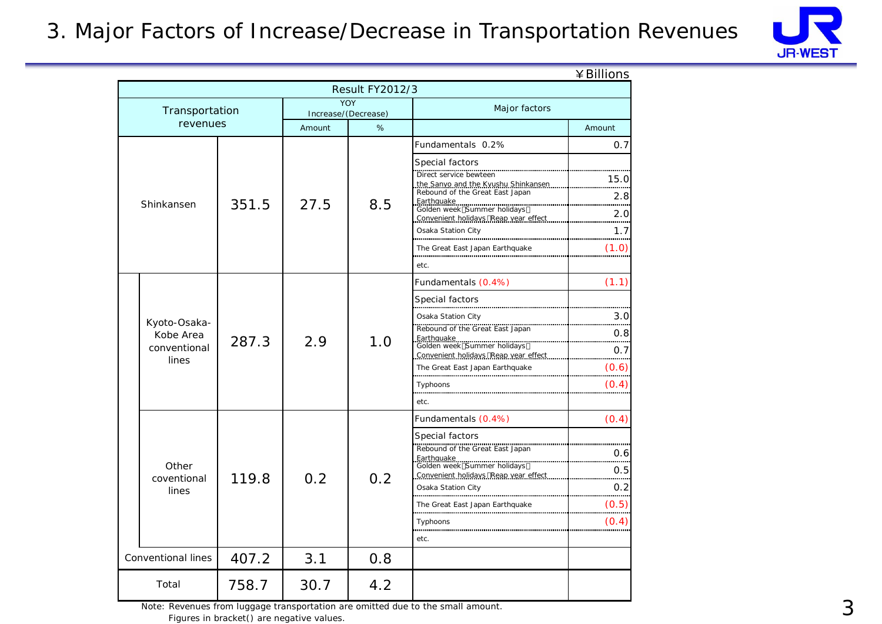# 3. Major Factors of Increase/Decrease in Transportation Revenues

¥Billions

| Transportation revenues | | Result FY2012/3 | YOY Increase/(Decrease) Amount | YOY Increase/(Decrease) % | Major factors | Amount |
|---|---|---|---|---|---|---|
| Shinkansen | | 351.5 | 27.5 | 8.5 | Fundamentals 0.2% | 0.7 |
| | | | | | Special factors | |
| | | | | | Direct service bewteen the Sanyo and the Kyushu Shinkansen | 15.0 |
| | | | | | Rebound of the Great East Japan Earthquake | 2.8 |
| | | | | | Golden week, Summer holidays, Convenient holidays, Reap year effect | 2.0 |
| | | | | | Osaka Station City | 1.7 |
| | | | | | The Great East Japan Earthquake | (1.0) |
| | | | | | etc. | |
| | Kyoto-Osaka-Kobe Area conventional lines | 287.3 | 2.9 | 1.0 | Fundamentals (0.4%) | (1.1) |
| | | | | | Special factors | |
| | | | | | Osaka Station City | 3.0 |
| | | | | | Rebound of the Great East Japan Earthquake | 0.8 |
| | | | | | Golden week, Summer holidays, Convenient holidays, Reap year effect | 0.7 |
| | | | | | The Great East Japan Earthquake | (0.6) |
| | | | | | Typhoons | (0.4) |
| | | | | | etc. | |
| | Other coventional lines | 119.8 | 0.2 | 0.2 | Fundamentals (0.4%) | (0.4) |
| | | | | | Special factors | |
| | | | | | Rebound of the Great East Japan Earthquake | 0.6 |
| | | | | | Golden week, Summer holidays, Convenient holidays, Reap year effect | 0.5 |
| | | | | | Osaka Station City | 0.2 |
| | | | | | The Great East Japan Earthquake | (0.5) |
| | | | | | Typhoons | (0.4) |
| | | | | | etc. | |
| Conventional lines | | 407.2 | 3.1 | 0.8 | | |
| Total | | 758.7 | 30.7 | 4.2 | | |

Note: Revenues from luggage transportation are omitted due to the small amount.
Figures in bracket() are negative values.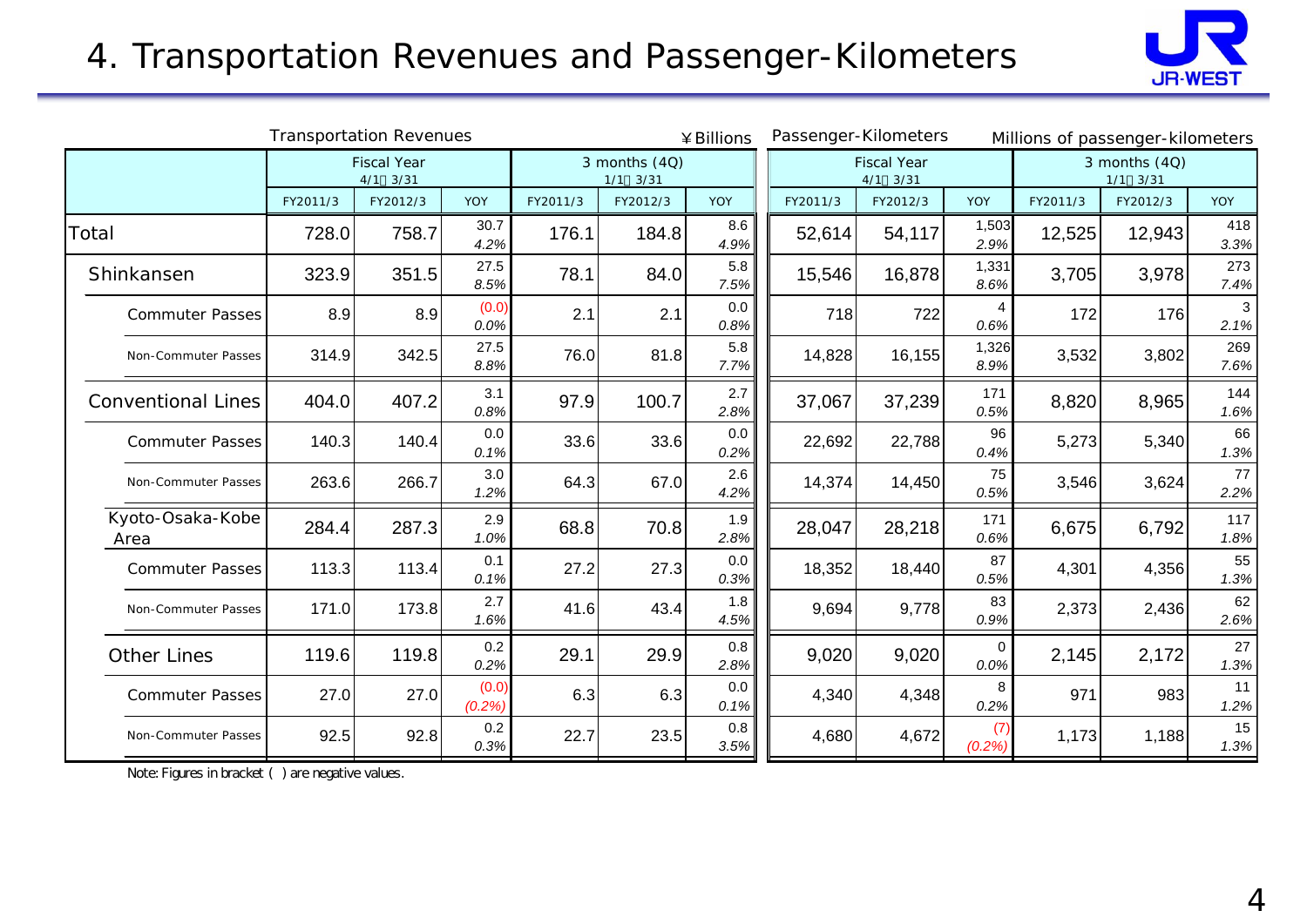# 4. Transportation Revenues and Passenger-Kilometers

Transportation Revenues ¥Billions

Passenger-Kilometers Millions of passenger-kilometers

| | Transportation Revenues: Fiscal Year 4/1～3/31 | | | Transportation Revenues: 3 months (4Q) 1/1～3/31 | | | Passenger-Kilometers: Fiscal Year 4/1～3/31 | | | Passenger-Kilometers: 3 months (4Q) 1/1～3/31 | | |
|---|---|---|---|---|---|---|---|---|---|---|---|---|
| | FY2011/3 | FY2012/3 | YOY | FY2011/3 | FY2012/3 | YOY | FY2011/3 | FY2012/3 | YOY | FY2011/3 | FY2012/3 | YOY |
| Total | 728.0 | 758.7 | 30.7 *4.2%* | 176.1 | 184.8 | 8.6 *4.9%* | 52,614 | 54,117 | 1,503 *2.9%* | 12,525 | 12,943 | 418 *3.3%* |
| Shinkansen | 323.9 | 351.5 | 27.5 *8.5%* | 78.1 | 84.0 | 5.8 *7.5%* | 15,546 | 16,878 | 1,331 *8.6%* | 3,705 | 3,978 | 273 *7.4%* |
| Commuter Passes | 8.9 | 8.9 | (0.0) *0.0%* | 2.1 | 2.1 | 0.0 *0.8%* | 718 | 722 | 4 *0.6%* | 172 | 176 | 3 *2.1%* |
| Non-Commuter Passes | 314.9 | 342.5 | 27.5 *8.8%* | 76.0 | 81.8 | 5.8 *7.7%* | 14,828 | 16,155 | 1,326 *8.9%* | 3,532 | 3,802 | 269 *7.6%* |
| Conventional Lines | 404.0 | 407.2 | 3.1 *0.8%* | 97.9 | 100.7 | 2.7 *2.8%* | 37,067 | 37,239 | 171 *0.5%* | 8,820 | 8,965 | 144 *1.6%* |
| Commuter Passes | 140.3 | 140.4 | 0.0 *0.1%* | 33.6 | 33.6 | 0.0 *0.2%* | 22,692 | 22,788 | 96 *0.4%* | 5,273 | 5,340 | 66 *1.3%* |
| Non-Commuter Passes | 263.6 | 266.7 | 3.0 *1.2%* | 64.3 | 67.0 | 2.6 *4.2%* | 14,374 | 14,450 | 75 *0.5%* | 3,546 | 3,624 | 77 *2.2%* |
| Kyoto-Osaka-Kobe Area | 284.4 | 287.3 | 2.9 *1.0%* | 68.8 | 70.8 | 1.9 *2.8%* | 28,047 | 28,218 | 171 *0.6%* | 6,675 | 6,792 | 117 *1.8%* |
| Commuter Passes | 113.3 | 113.4 | 0.1 *0.1%* | 27.2 | 27.3 | 0.0 *0.3%* | 18,352 | 18,440 | 87 *0.5%* | 4,301 | 4,356 | 55 *1.3%* |
| Non-Commuter Passes | 171.0 | 173.8 | 2.7 *1.6%* | 41.6 | 43.4 | 1.8 *4.5%* | 9,694 | 9,778 | 83 *0.9%* | 2,373 | 2,436 | 62 *2.6%* |
| Other Lines | 119.6 | 119.8 | 0.2 *0.2%* | 29.1 | 29.9 | 0.8 *2.8%* | 9,020 | 9,020 | 0 *0.0%* | 2,145 | 2,172 | 27 *1.3%* |
| Commuter Passes | 27.0 | 27.0 | (0.0) *(0.2%)* | 6.3 | 6.3 | 0.0 *0.1%* | 4,340 | 4,348 | 8 *0.2%* | 971 | 983 | 11 *1.2%* |
| Non-Commuter Passes | 92.5 | 92.8 | 0.2 *0.3%* | 22.7 | 23.5 | 0.8 *3.5%* | 4,680 | 4,672 | (7) *(0.2%)* | 1,173 | 1,188 | 15 *1.3%* |

Note: Figures in bracket ( ) are negative values.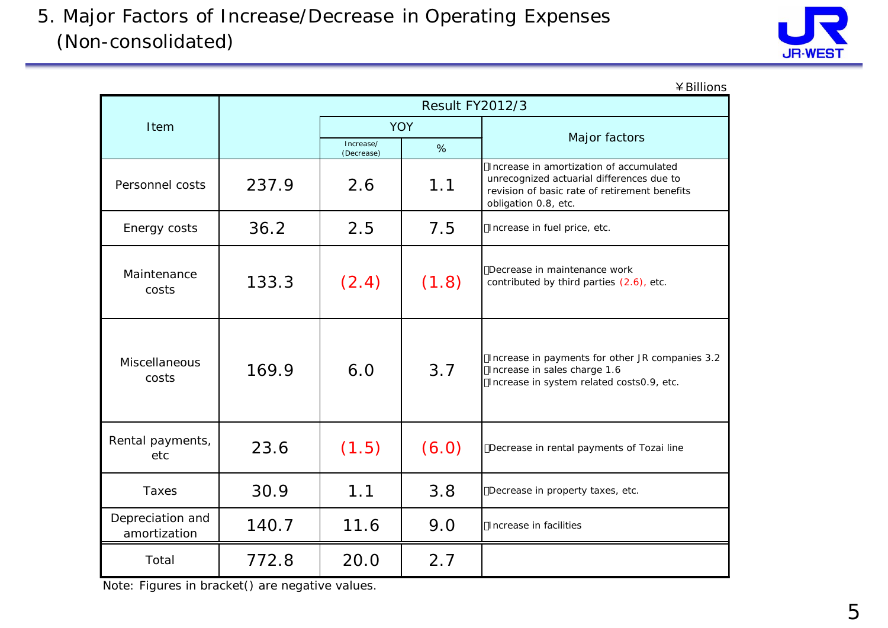# 5. Major Factors of Increase/Decrease in Operating Expenses (Non-consolidated)

¥Billions

| Item | Result FY2012/3 | | | |
|---|---|---|---|---|
| | | YOY | | Major factors |
| | | Increase/ (Decrease) | % | |
| Personnel costs | 237.9 | 2.6 | 1.1 | Increase in amortization of accumulated unrecognized actuarial differences due to revision of basic rate of retirement benefits obligation 0.8, etc. |
| Energy costs | 36.2 | 2.5 | 7.5 | Increase in fuel price, etc. |
| Maintenance costs | 133.3 | (2.4) | (1.8) | Decrease in maintenance work contributed by third parties (2.6), etc. |
| Miscellaneous costs | 169.9 | 6.0 | 3.7 | Increase in payments for other JR companies 3.2<br>Increase in sales charge 1.6<br>Increase in system related costs0.9, etc. |
| Rental payments, etc | 23.6 | (1.5) | (6.0) | Decrease in rental payments of Tozai line |
| Taxes | 30.9 | 1.1 | 3.8 | Decrease in property taxes, etc. |
| Depreciation and amortization | 140.7 | 11.6 | 9.0 | Increase in facilities |
| Total | 772.8 | 20.0 | 2.7 | |

Note: Figures in bracket() are negative values.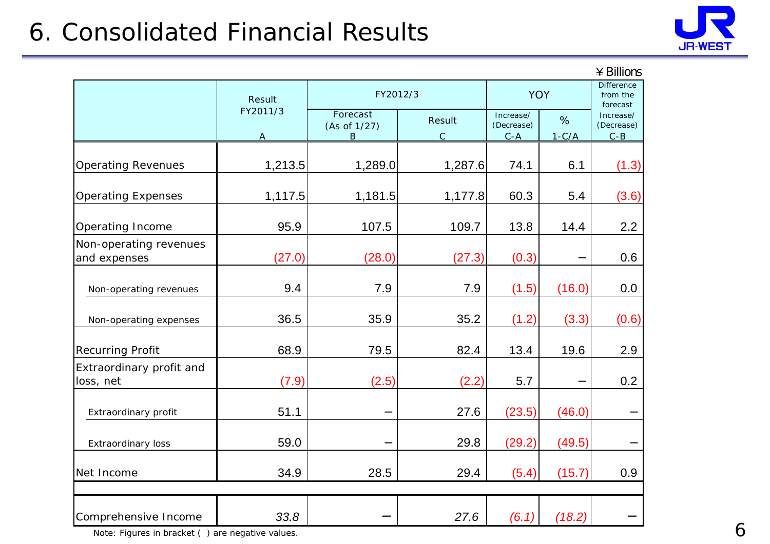# 6. Consolidated Financial Results

¥Billions

| | Result FY2011/3 | FY2012/3 | | YOY | | Difference from the forecast |
|---|---|---|---|---|---|---|
| | | Forecast (As of 1/27) | Result | Increase/(Decrease) | % | Increase/(Decrease) |
| | A | B | C | C-A | 1-C/A | C-B |
| Operating Revenues | 1,213.5 | 1,289.0 | 1,287.6 | 74.1 | 6.1 | (1.3) |
| Operating Expenses | 1,117.5 | 1,181.5 | 1,177.8 | 60.3 | 5.4 | (3.6) |
| Operating Income | 95.9 | 107.5 | 109.7 | 13.8 | 14.4 | 2.2 |
| Non-operating revenues and expenses | (27.0) | (28.0) | (27.3) | (0.3) | − | 0.6 |
| Non-operating revenues | 9.4 | 7.9 | 7.9 | (1.5) | (16.0) | 0.0 |
| Non-operating expenses | 36.5 | 35.9 | 35.2 | (1.2) | (3.3) | (0.6) |
| Recurring Profit | 68.9 | 79.5 | 82.4 | 13.4 | 19.6 | 2.9 |
| Extraordinary profit and loss, net | (7.9) | (2.5) | (2.2) | 5.7 | − | 0.2 |
| Extraordinary profit | 51.1 | − | 27.6 | (23.5) | (46.0) | − |
| Extraordinary loss | 59.0 | − | 29.8 | (29.2) | (49.5) | − |
| Net Income | 34.9 | 28.5 | 29.4 | (5.4) | (15.7) | 0.9 |
| Comprehensive Income | *33.8* | − | *27.6* | *(6.1)* | *(18.2)* | − |

Note: Figures in bracket ( ) are negative values.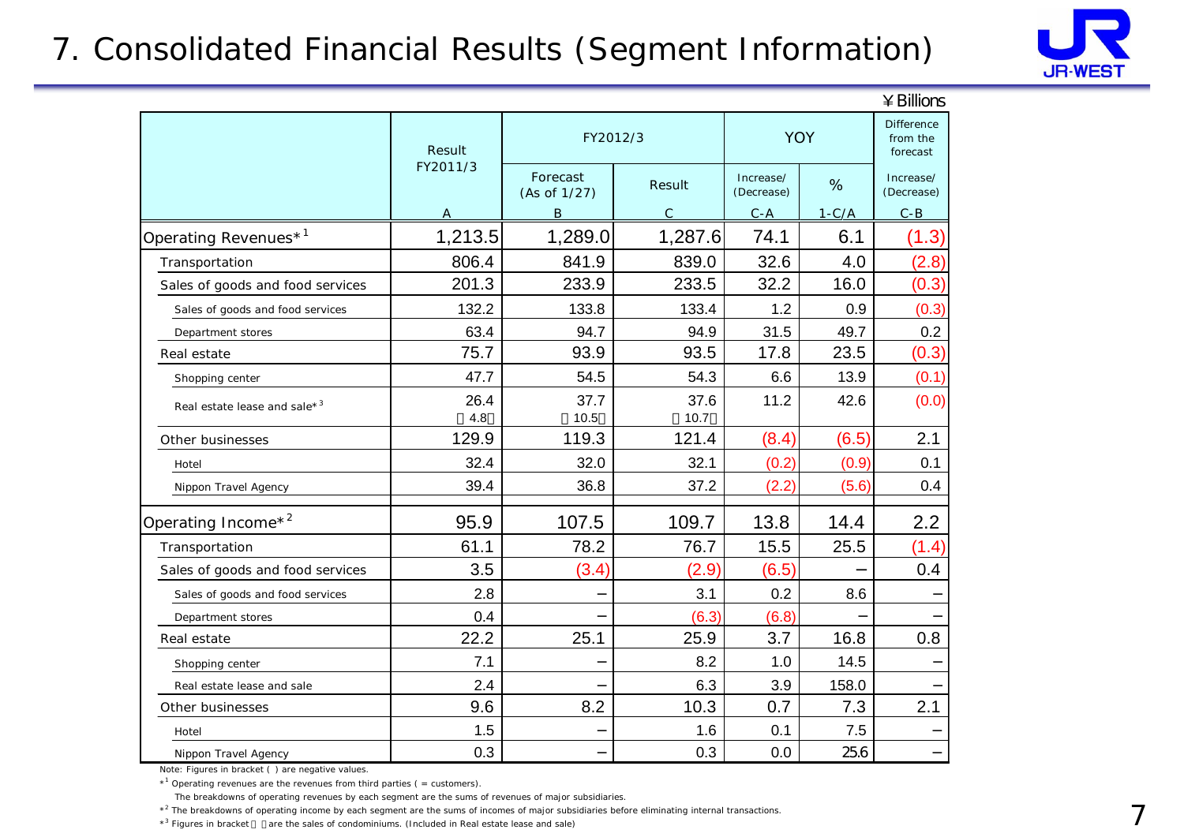# 7. Consolidated Financial Results (Segment Information)

¥Billions

| | Result FY2011/3 | FY2012/3 | | YOY | | Difference from the forecast |
|---|---|---|---|---|---|---|
| | | Forecast (As of 1/27) | Result | Increase/ (Decrease) | % | Increase/ (Decrease) |
| | A | B | C | C-A | 1-C/A | C-B |
| Operating Revenues*[1] | 1,213.5 | 1,289.0 | 1,287.6 | 74.1 | 6.1 | (1.3) |
| Transportation | 806.4 | 841.9 | 839.0 | 32.6 | 4.0 | (2.8) |
| Sales of goods and food services | 201.3 | 233.9 | 233.5 | 32.2 | 16.0 | (0.3) |
| Sales of goods and food services | 132.2 | 133.8 | 133.4 | 1.2 | 0.9 | (0.3) |
| Department stores | 63.4 | 94.7 | 94.9 | 31.5 | 49.7 | 0.2 |
| Real estate | 75.7 | 93.9 | 93.5 | 17.8 | 23.5 | (0.3) |
| Shopping center | 47.7 | 54.5 | 54.3 | 6.6 | 13.9 | (0.1) |
| Real estate lease and sale*[3] | 26.4 (4.8) | 37.7 (10.5) | 37.6 (10.7) | 11.2 | 42.6 | (0.0) |
| Other businesses | 129.9 | 119.3 | 121.4 | (8.4) | (6.5) | 2.1 |
| Hotel | 32.4 | 32.0 | 32.1 | (0.2) | (0.9) | 0.1 |
| Nippon Travel Agency | 39.4 | 36.8 | 37.2 | (2.2) | (5.6) | 0.4 |
| Operating Income*[2] | 95.9 | 107.5 | 109.7 | 13.8 | 14.4 | 2.2 |
| Transportation | 61.1 | 78.2 | 76.7 | 15.5 | 25.5 | (1.4) |
| Sales of goods and food services | 3.5 | (3.4) | (2.9) | (6.5) | – | 0.4 |
| Sales of goods and food services | 2.8 | – | 3.1 | 0.2 | 8.6 | – |
| Department stores | 0.4 | – | (6.3) | (6.8) | – | – |
| Real estate | 22.2 | 25.1 | 25.9 | 3.7 | 16.8 | 0.8 |
| Shopping center | 7.1 | – | 8.2 | 1.0 | 14.5 | – |
| Real estate lease and sale | 2.4 | – | 6.3 | 3.9 | 158.0 | – |
| Other businesses | 9.6 | 8.2 | 10.3 | 0.7 | 7.3 | 2.1 |
| Hotel | 1.5 | – | 1.6 | 0.1 | 7.5 | – |
| Nippon Travel Agency | 0.3 | – | 0.3 | 0.0 | 25.6 | – |

Note: Figures in bracket ( ) are negative values.

*[1] Operating revenues are the revenues from third parties ( = customers).
The breakdowns of operating revenues by each segment are the sums of revenues of major subsidiaries.

*[2] The breakdowns of operating income by each segment are the sums of incomes of major subsidiaries before eliminating internal transactions.

*[3] Figures in bracket ( ) are the sales of condominiums. (Included in Real estate lease and sale)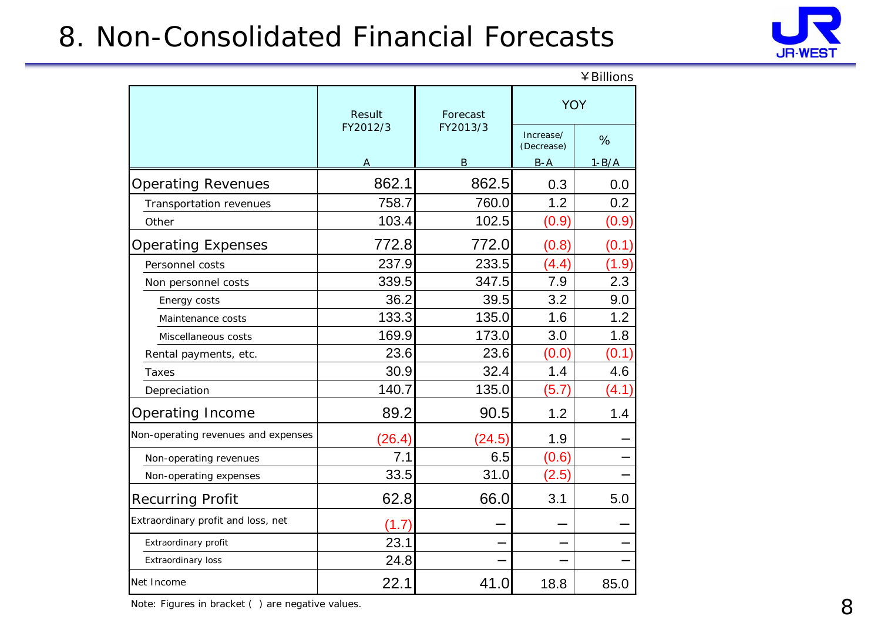# 8. Non-Consolidated Financial Forecasts

¥Billions

| | Result FY2012/3 | Forecast FY2013/3 | YOY | |
|---|---|---|---|---|
| | | | Increase/ (Decrease) | % |
| | A | B | B-A | 1-B/A |
| Operating Revenues | 862.1 | 862.5 | 0.3 | 0.0 |
| Transportation revenues | 758.7 | 760.0 | 1.2 | 0.2 |
| Other | 103.4 | 102.5 | (0.9) | (0.9) |
| Operating Expenses | 772.8 | 772.0 | (0.8) | (0.1) |
| Personnel costs | 237.9 | 233.5 | (4.4) | (1.9) |
| Non personnel costs | 339.5 | 347.5 | 7.9 | 2.3 |
| Energy costs | 36.2 | 39.5 | 3.2 | 9.0 |
| Maintenance costs | 133.3 | 135.0 | 1.6 | 1.2 |
| Miscellaneous costs | 169.9 | 173.0 | 3.0 | 1.8 |
| Rental payments, etc. | 23.6 | 23.6 | (0.0) | (0.1) |
| Taxes | 30.9 | 32.4 | 1.4 | 4.6 |
| Depreciation | 140.7 | 135.0 | (5.7) | (4.1) |
| Operating Income | 89.2 | 90.5 | 1.2 | 1.4 |
| Non-operating revenues and expenses | (26.4) | (24.5) | 1.9 | – |
| Non-operating revenues | 7.1 | 6.5 | (0.6) | – |
| Non-operating expenses | 33.5 | 31.0 | (2.5) | – |
| Recurring Profit | 62.8 | 66.0 | 3.1 | 5.0 |
| Extraordinary profit and loss, net | (1.7) | – | – | – |
| Extraordinary profit | 23.1 | – | – | – |
| Extraordinary loss | 24.8 | – | – | – |
| Net Income | 22.1 | 41.0 | 18.8 | 85.0 |

Note: Figures in bracket ( ) are negative values.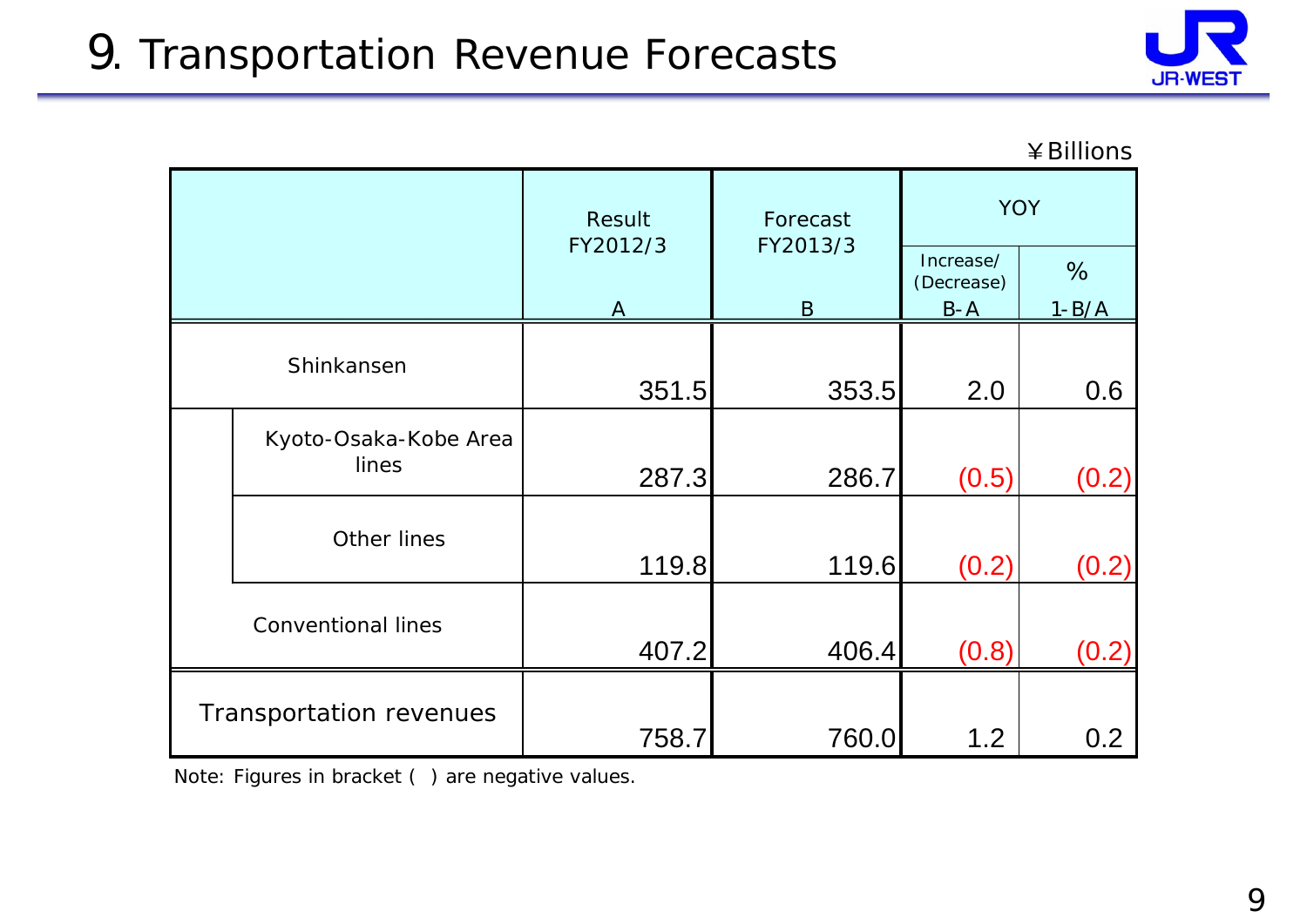# 9. Transportation Revenue Forecasts

¥Billions

| | | Result FY2012/3 A | Forecast FY2013/3 B | YOY Increase/ (Decrease) B-A | YOY % 1-B/A |
|---|---|---|---|---|---|
| Shinkansen | | 351.5 | 353.5 | 2.0 | 0.6 |
| | Kyoto-Osaka-Kobe Area lines | 287.3 | 286.7 | (0.5) | (0.2) |
| | Other lines | 119.8 | 119.6 | (0.2) | (0.2) |
| Conventional lines | | 407.2 | 406.4 | (0.8) | (0.2) |
| Transportation revenues | | 758.7 | 760.0 | 1.2 | 0.2 |

Note: Figures in bracket ( ) are negative values.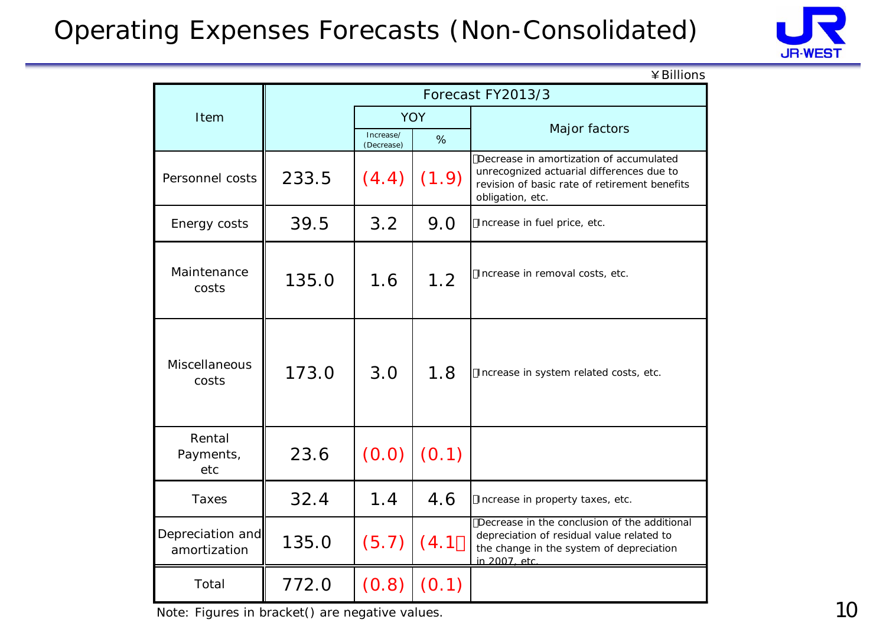# Operating Expenses Forecasts (Non-Consolidated)

¥Billions

| Item | Forecast FY2013/3 | YOY | | Major factors |
|---|---|---|---|---|
| | | Increase/ (Decrease) | % | |
| Personnel costs | 233.5 | (4.4) | (1.9) | Decrease in amortization of accumulated unrecognized actuarial differences due to revision of basic rate of retirement benefits obligation, etc. |
| Energy costs | 39.5 | 3.2 | 9.0 | Increase in fuel price, etc. |
| Maintenance costs | 135.0 | 1.6 | 1.2 | Increase in removal costs, etc. |
| Miscellaneous costs | 173.0 | 3.0 | 1.8 | Increase in system related costs, etc. |
| Rental Payments, etc | 23.6 | (0.0) | (0.1) | |
| Taxes | 32.4 | 1.4 | 4.6 | Increase in property taxes, etc. |
| Depreciation and amortization | 135.0 | (5.7) | (4.1) | Decrease in the conclusion of the additional depreciation of residual value related to the change in the system of depreciation in 2007, etc. |
| Total | 772.0 | (0.8) | (0.1) | |

Note: Figures in bracket() are negative values.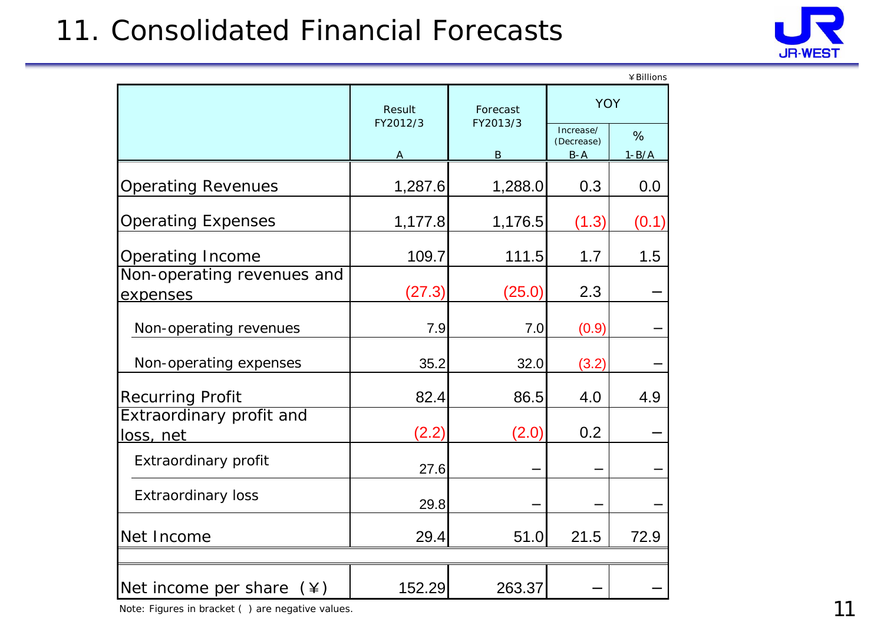# 11. Consolidated Financial Forecasts

¥Billions

| | Result FY2012/3 A | Forecast FY2013/3 B | YOY Increase/ (Decrease) B-A | YOY % 1-B/A |
|---|---|---|---|---|
| Operating Revenues | 1,287.6 | 1,288.0 | 0.3 | 0.0 |
| Operating Expenses | 1,177.8 | 1,176.5 | (1.3) | (0.1) |
| Operating Income | 109.7 | 111.5 | 1.7 | 1.5 |
| Non-operating revenues and expenses | (27.3) | (25.0) | 2.3 | － |
| Non-operating revenues | 7.9 | 7.0 | (0.9) | － |
| Non-operating expenses | 35.2 | 32.0 | (3.2) | － |
| Recurring Profit | 82.4 | 86.5 | 4.0 | 4.9 |
| Extraordinary profit and loss, net | (2.2) | (2.0) | 0.2 | － |
| Extraordinary profit | 27.6 | － | － | － |
| Extraordinary loss | 29.8 | － | － | － |
| Net Income | 29.4 | 51.0 | 21.5 | 72.9 |
| Net income per share (¥) | 152.29 | 263.37 | － | － |

Note: Figures in bracket ( ) are negative values.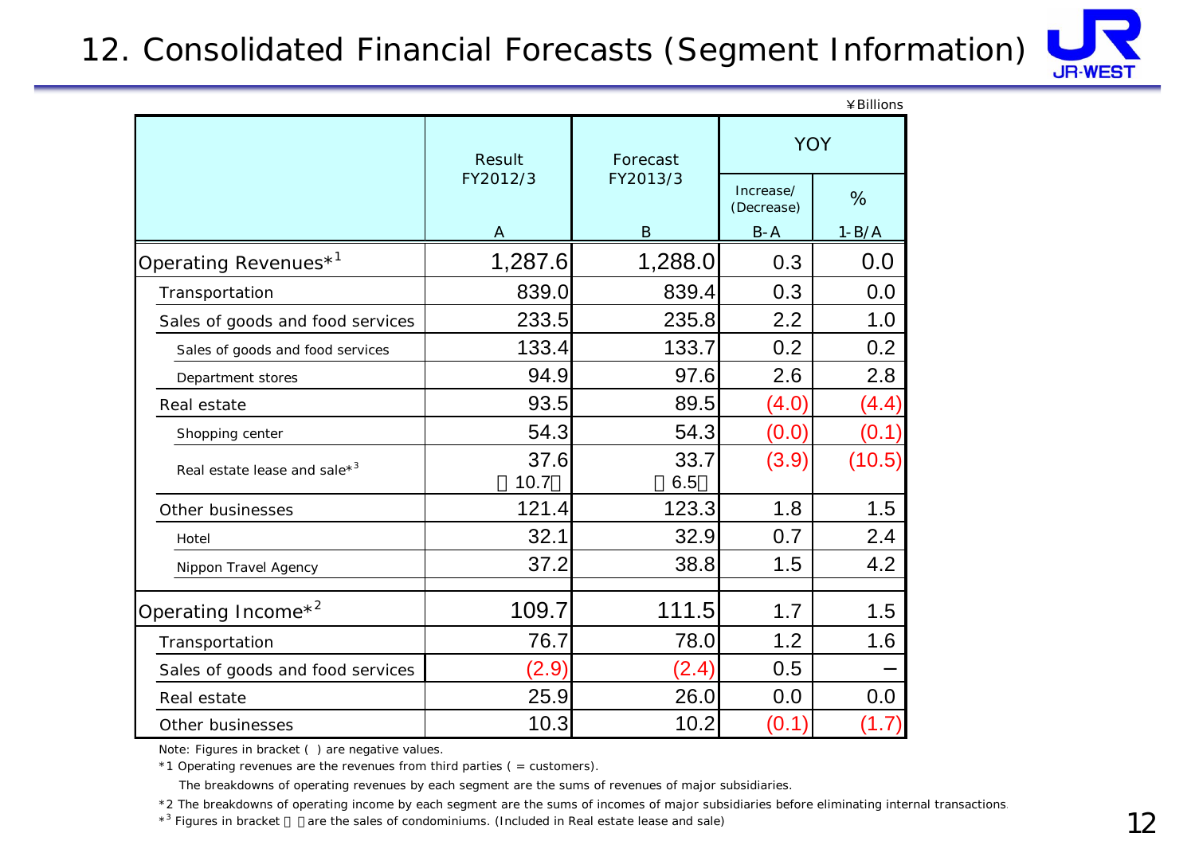# 12. Consolidated Financial Forecasts (Segment Information)

¥Billions

| | Result FY2012/3 A | Forecast FY2013/3 B | YOY Increase/(Decrease) B-A | YOY % 1-B/A |
|---|---|---|---|---|
| Operating Revenues*1 | 1,287.6 | 1,288.0 | 0.3 | 0.0 |
| Transportation | 839.0 | 839.4 | 0.3 | 0.0 |
| Sales of goods and food services | 233.5 | 235.8 | 2.2 | 1.0 |
| Sales of goods and food services | 133.4 | 133.7 | 0.2 | 0.2 |
| Department stores | 94.9 | 97.6 | 2.6 | 2.8 |
| Real estate | 93.5 | 89.5 | (4.0) | (4.4) |
| Shopping center | 54.3 | 54.3 | (0.0) | (0.1) |
| Real estate lease and sale*3 | 37.6 〔10.7〕 | 33.7 〔6.5〕 | (3.9) | (10.5) |
| Other businesses | 121.4 | 123.3 | 1.8 | 1.5 |
| Hotel | 32.1 | 32.9 | 0.7 | 2.4 |
| Nippon Travel Agency | 37.2 | 38.8 | 1.5 | 4.2 |
| Operating Income*2 | 109.7 | 111.5 | 1.7 | 1.5 |
| Transportation | 76.7 | 78.0 | 1.2 | 1.6 |
| Sales of goods and food services | (2.9) | (2.4) | 0.5 | – |
| Real estate | 25.9 | 26.0 | 0.0 | 0.0 |
| Other businesses | 10.3 | 10.2 | (0.1) | (1.7) |

Note: Figures in bracket ( ) are negative values.

*1 Operating revenues are the revenues from third parties ( = customers).

The breakdowns of operating revenues by each segment are the sums of revenues of major subsidiaries.

*2 The breakdowns of operating income by each segment are the sums of incomes of major subsidiaries before eliminating internal transactions.

*3 Figures in bracket 〔 〕are the sales of condominiums. (Included in Real estate lease and sale)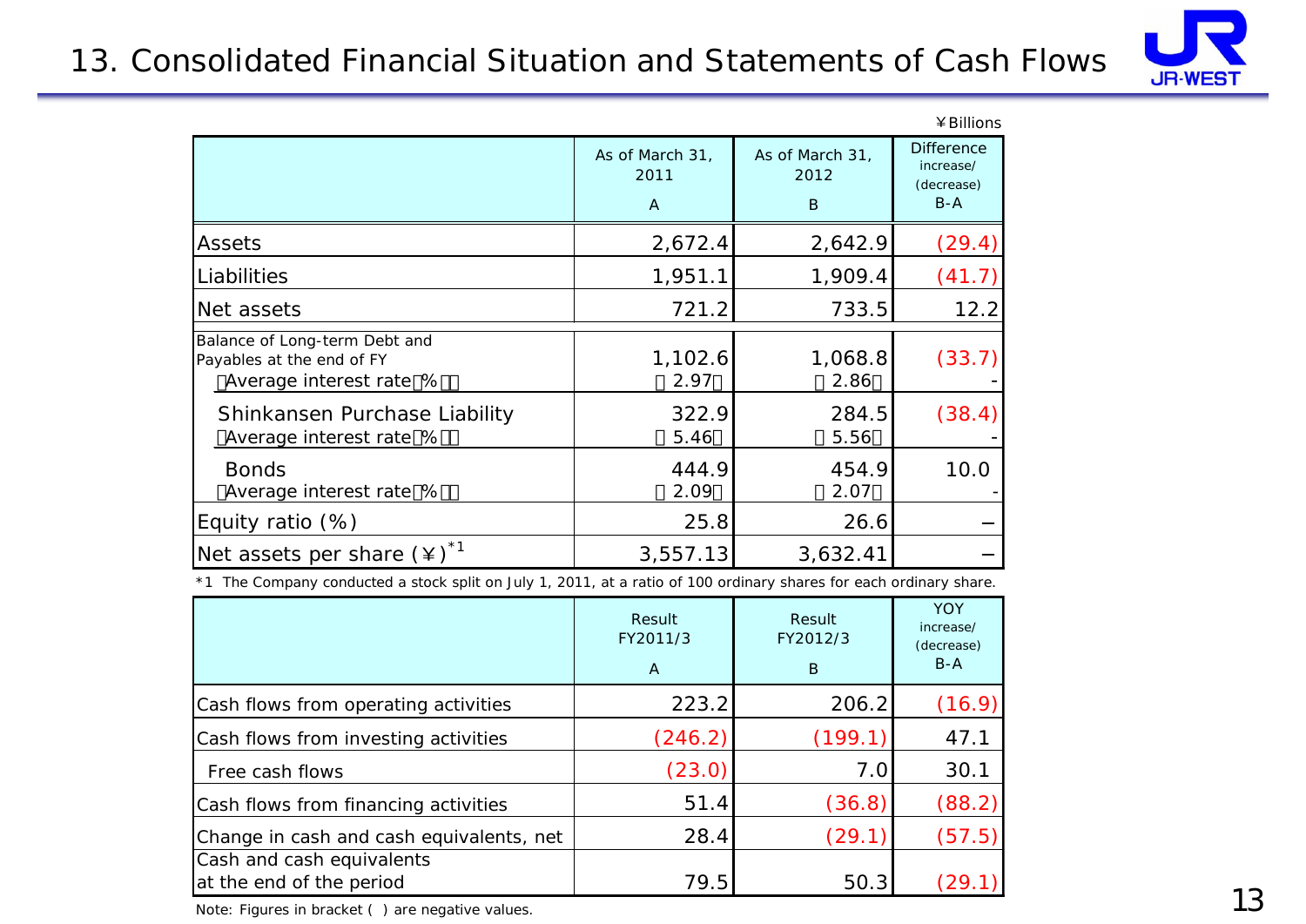# 13. Consolidated Financial Situation and Statements of Cash Flows

¥Billions

| | As of March 31, 2011<br>A | As of March 31, 2012<br>B | Difference increase/ (decrease)<br>B-A |
|---|---|---|---|
| Assets | 2,672.4 | 2,642.9 | (29.4) |
| Liabilities | 1,951.1 | 1,909.4 | (41.7) |
| Net assets | 721.2 | 733.5 | 12.2 |
| Balance of Long-term Debt and Payables at the end of FY<br>(Average interest rate(%)) | 1,102.6<br>(2.97) | 1,068.8<br>(2.86) | (33.7)<br>- |
| Shinkansen Purchase Liability<br>(Average interest rate(%)) | 322.9<br>(5.46) | 284.5<br>(5.56) | (38.4)<br>- |
| Bonds<br>(Average interest rate(%)) | 444.9<br>(2.09) | 454.9<br>(2.07) | 10.0<br>- |
| Equity ratio (%) | 25.8 | 26.6 | − |
| Net assets per share (¥)*1 | 3,557.13 | 3,632.41 | − |

*1 The Company conducted a stock split on July 1, 2011, at a ratio of 100 ordinary shares for each ordinary share.

| | Result FY2011/3<br>A | Result FY2012/3<br>B | YOY increase/ (decrease)<br>B-A |
|---|---|---|---|
| Cash flows from operating activities | 223.2 | 206.2 | (16.9) |
| Cash flows from investing activities | (246.2) | (199.1) | 47.1 |
| Free cash flows | (23.0) | 7.0 | 30.1 |
| Cash flows from financing activities | 51.4 | (36.8) | (88.2) |
| Change in cash and cash equivalents, net | 28.4 | (29.1) | (57.5) |
| Cash and cash equivalents at the end of the period | 79.5 | 50.3 | (29.1) |

Note: Figures in bracket ( ) are negative values.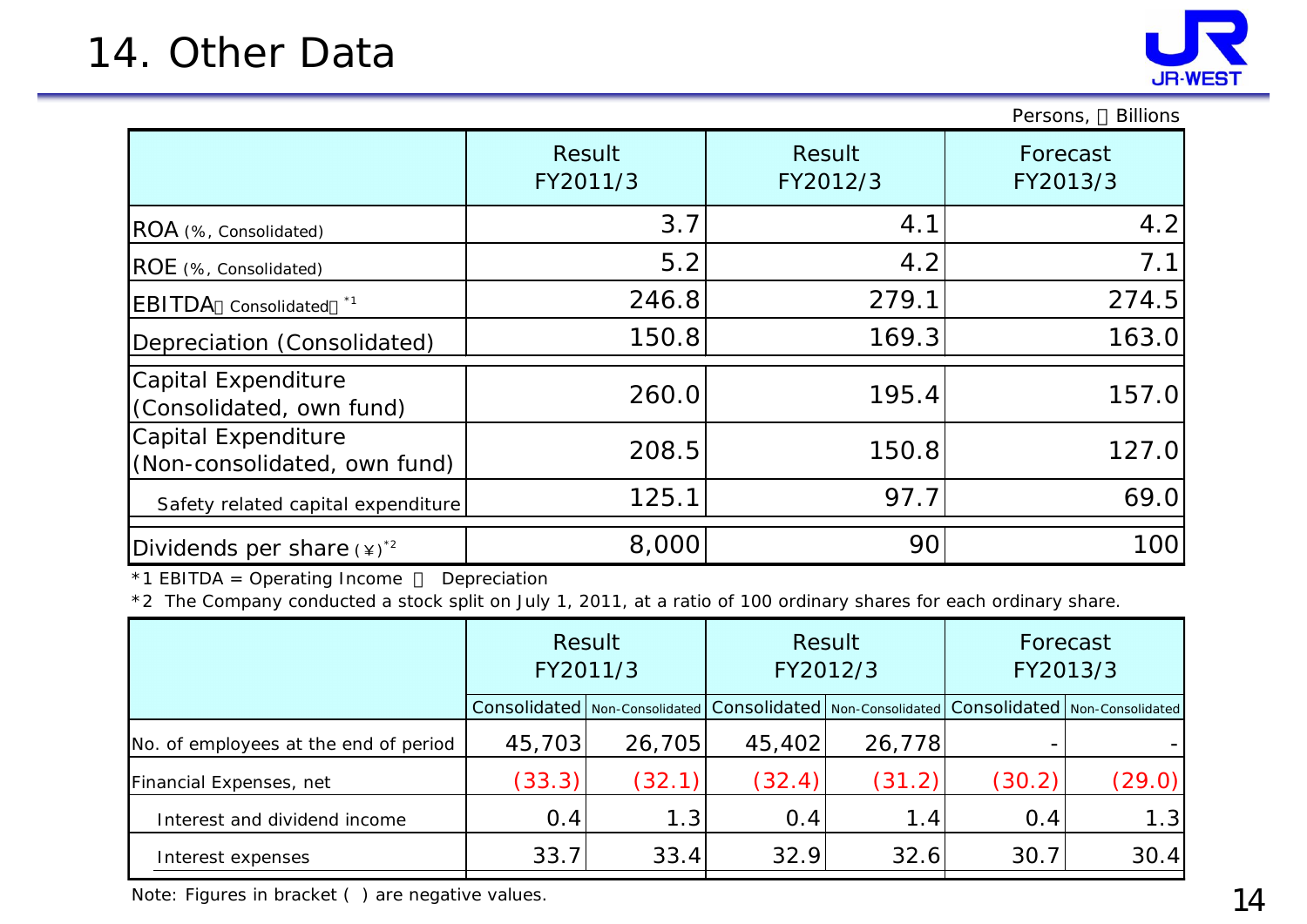# 14. Other Data

Persons, ￥ Billions

| | Result FY2011/3 | Result FY2012/3 | Forecast FY2013/3 |
|---|---|---|---|
| ROA (%, Consolidated) | 3.7 | 4.1 | 4.2 |
| ROE (%, Consolidated) | 5.2 | 4.2 | 7.1 |
| EBITDA（Consolidated）[*1] | 246.8 | 279.1 | 274.5 |
| Depreciation (Consolidated) | 150.8 | 169.3 | 163.0 |
| Capital Expenditure (Consolidated, own fund) | 260.0 | 195.4 | 157.0 |
| Capital Expenditure (Non-consolidated, own fund) | 208.5 | 150.8 | 127.0 |
| Safety related capital expenditure | 125.1 | 97.7 | 69.0 |
| Dividends per share (￥)[*2] | 8,000 | 90 | 100 |

*1 EBITDA = Operating Income ＋ Depreciation

*2 The Company conducted a stock split on July 1, 2011, at a ratio of 100 ordinary shares for each ordinary share.

| | Result FY2011/3 | | Result FY2012/3 | | Forecast FY2013/3 | |
|---|---|---|---|---|---|---|
| | Consolidated | Non-Consolidated | Consolidated | Non-Consolidated | Consolidated | Non-Consolidated |
| No. of employees at the end of period | 45,703 | 26,705 | 45,402 | 26,778 | - | - |
| Financial Expenses, net | (33.3) | (32.1) | (32.4) | (31.2) | (30.2) | (29.0) |
| Interest and dividend income | 0.4 | 1.3 | 0.4 | 1.4 | 0.4 | 1.3 |
| Interest expenses | 33.7 | 33.4 | 32.9 | 32.6 | 30.7 | 30.4 |

Note: Figures in bracket ( ) are negative values.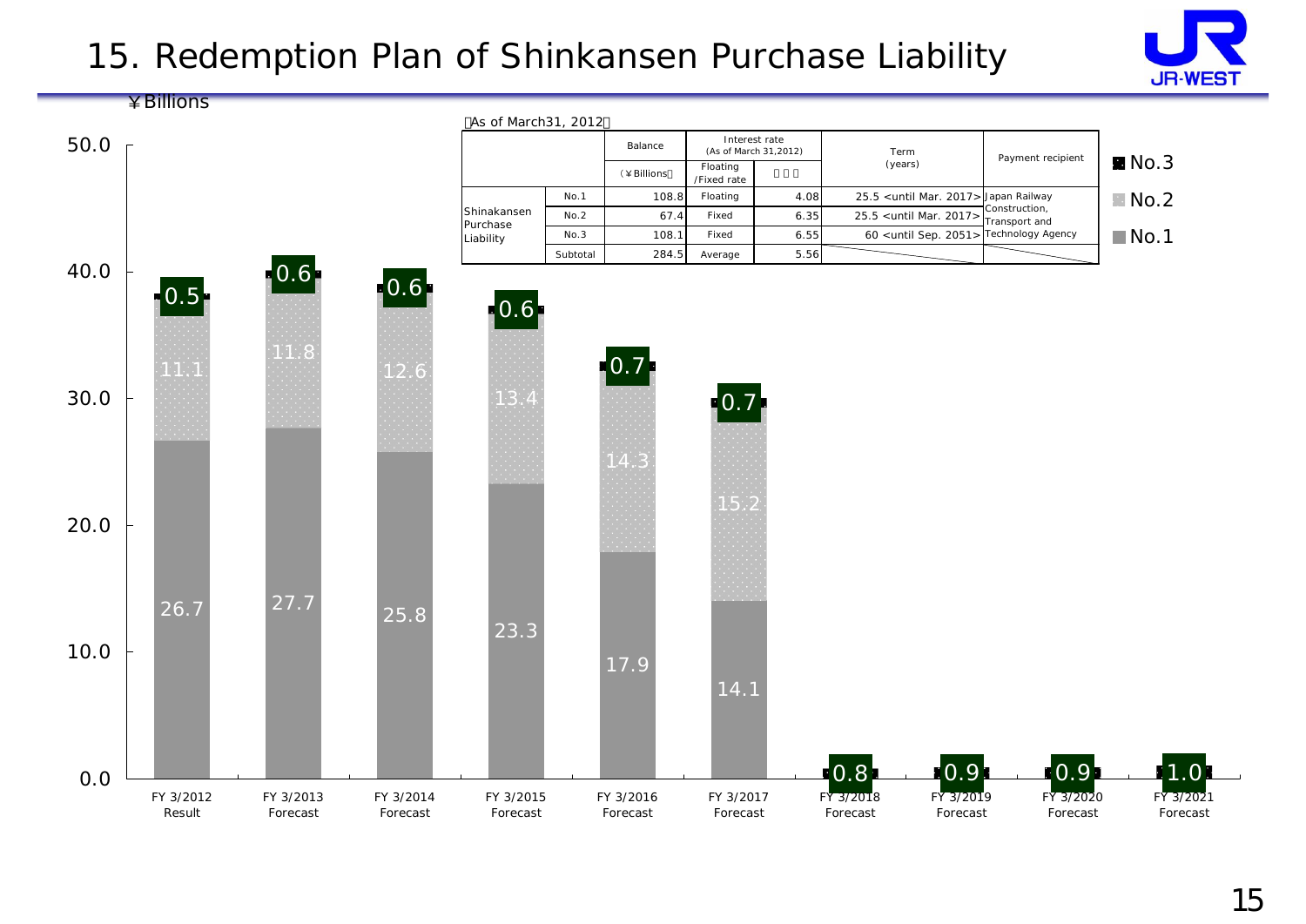# 15. Redemption Plan of Shinkansen Purchase Liability

¥Billions

（As of March31, 2012）

| | | Balance (¥Billions) | Interest rate (As of March 31,2012) Floating /Fixed rate | ％ | Term (years) | Payment recipient |
|---|---|---|---|---|---|---|
| Shinkansen Purchase Liability | No.1 | 108.8 | Floating | 4.08 | 25.5 <until Mar. 2017> | Japan Railway Construction, Transport and Technology Agency |
| | No.2 | 67.4 | Fixed | 6.35 | 25.5 <until Mar. 2017> | |
| | No.3 | 108.1 | Fixed | 6.55 | 60 <until Sep. 2051> | |
| | Subtotal | 284.5 | Average | 5.56 | | |

| | No.1 | No.2 | No.3 |
|---|---|---|---|
| FY 3/2012 Result | 26.7 | 11.1 | 0.5 |
| FY 3/2013 Forecast | 27.7 | 11.8 | 0.6 |
| FY 3/2014 Forecast | 25.8 | 12.6 | 0.6 |
| FY 3/2015 Forecast | 23.3 | 13.4 | 0.6 |
| FY 3/2016 Forecast | 17.9 | 14.3 | 0.7 |
| FY 3/2017 Forecast | 14.1 | 15.2 | 0.7 |
| FY 3/2018 Forecast | | | 0.8 |
| FY 3/2019 Forecast | | | 0.9 |
| FY 3/2020 Forecast | | | 0.9 |
| FY 3/2021 Forecast | | | 1.0 |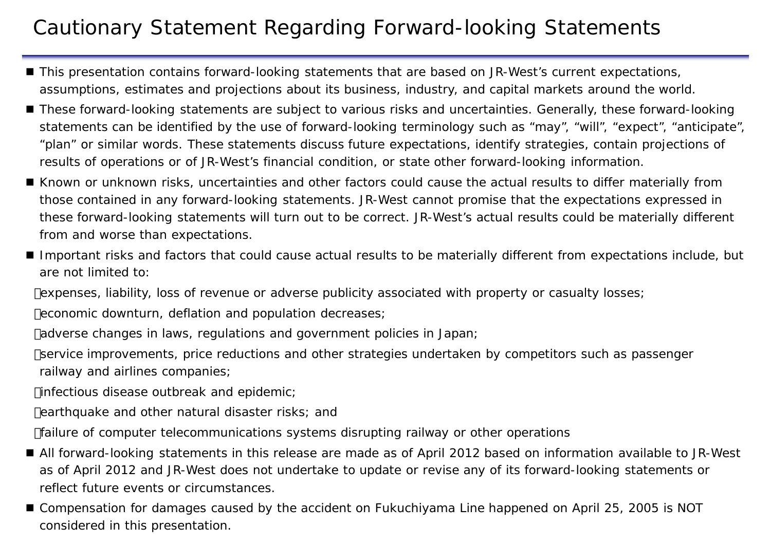# Cautionary Statement Regarding Forward-looking Statements

- This presentation contains forward-looking statements that are based on JR-West’s current expectations, assumptions, estimates and projections about its business, industry, and capital markets around the world.
- These forward-looking statements are subject to various risks and uncertainties. Generally, these forward-looking statements can be identified by the use of forward-looking terminology such as “may”, “will”, “expect”, “anticipate”, “plan” or similar words. These statements discuss future expectations, identify strategies, contain projections of results of operations or of JR-West’s financial condition, or state other forward-looking information.
- Known or unknown risks, uncertainties and other factors could cause the actual results to differ materially from those contained in any forward-looking statements. JR-West cannot promise that the expectations expressed in these forward-looking statements will turn out to be correct. JR-West’s actual results could be materially different from and worse than expectations.
- Important risks and factors that could cause actual results to be materially different from expectations include, but are not limited to:
  - expenses, liability, loss of revenue or adverse publicity associated with property or casualty losses;
  - economic downturn, deflation and population decreases;
  - adverse changes in laws, regulations and government policies in Japan;
  - service improvements, price reductions and other strategies undertaken by competitors such as passenger railway and airlines companies;
  - infectious disease outbreak and epidemic;
  - earthquake and other natural disaster risks; and
  - failure of computer telecommunications systems disrupting railway or other operations
- All forward-looking statements in this release are made as of April 2012 based on information available to JR-West as of April 2012 and JR-West does not undertake to update or revise any of its forward-looking statements or reflect future events or circumstances.
- Compensation for damages caused by the accident on Fukuchiyama Line happened on April 25, 2005 is NOT considered in this presentation.